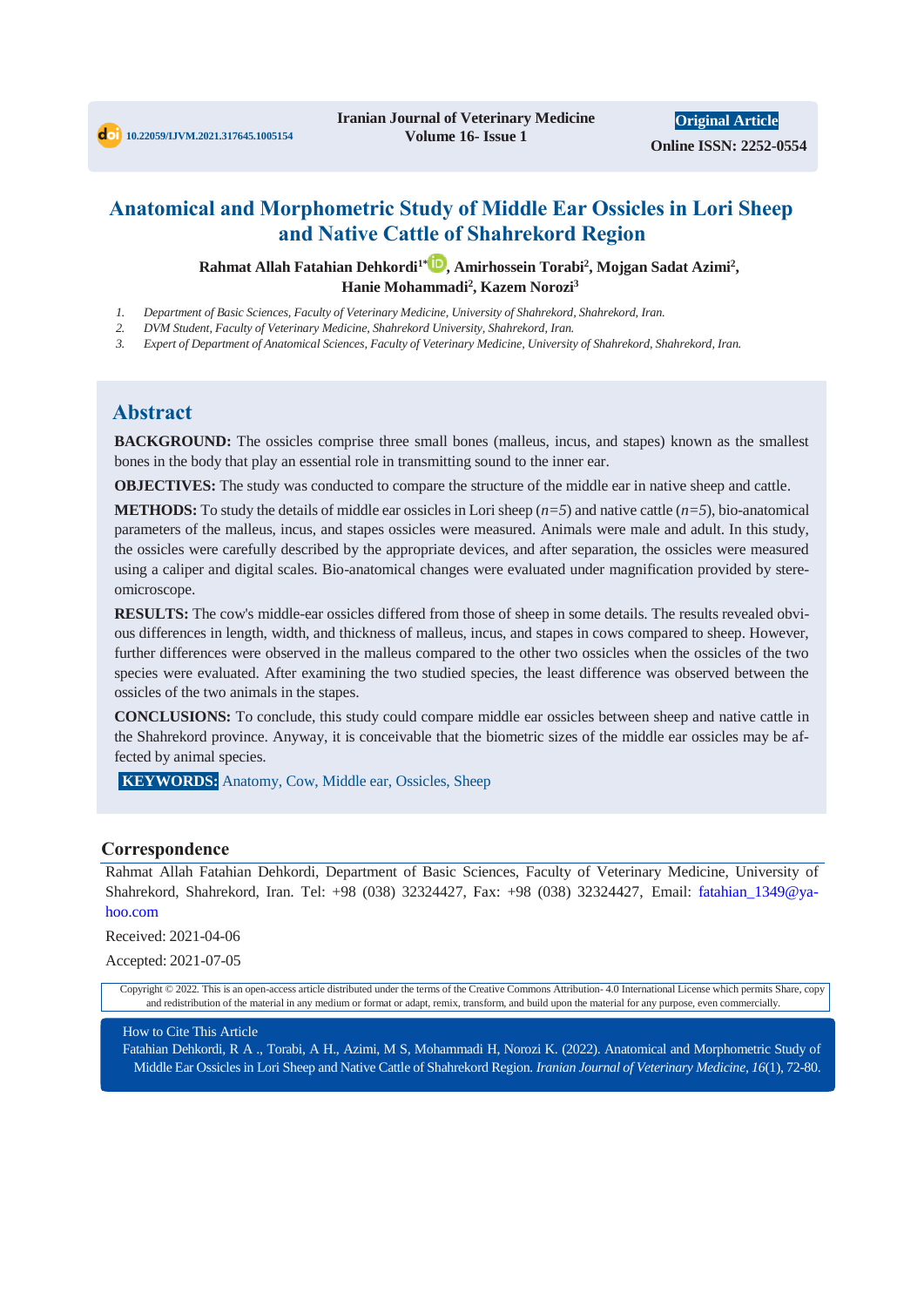10.22059/IJVM.2021.317645.1005154

Iranian Journal of Veterinary Medicine
Volume 16- Issue 1

**Original Article**

**Online ISSN: 2252-0554**

# Anatomical and Morphometric Study of Middle Ear Ossicles in Lori Sheep and Native Cattle of Shahrekord Region

**Rahmat Allah Fatahian Dehkordi[1*], Amirhossein Torabi[2], Mojgan Sadat Azimi[2], Hanie Mohammadi[2], Kazem Norozi[3]**

1. *Department of Basic Sciences, Faculty of Veterinary Medicine, University of Shahrekord, Shahrekord, Iran.*
2. *DVM Student, Faculty of Veterinary Medicine, Shahrekord University, Shahrekord, Iran.*
3. *Expert of Department of Anatomical Sciences, Faculty of Veterinary Medicine, University of Shahrekord, Shahrekord, Iran.*

## Abstract

**BACKGROUND:** The ossicles comprise three small bones (malleus, incus, and stapes) known as the smallest bones in the body that play an essential role in transmitting sound to the inner ear.

**OBJECTIVES:** The study was conducted to compare the structure of the middle ear in native sheep and cattle.

**METHODS:** To study the details of middle ear ossicles in Lori sheep (*n=5*) and native cattle (*n=5*), bio-anatomical parameters of the malleus, incus, and stapes ossicles were measured. Animals were male and adult. In this study, the ossicles were carefully described by the appropriate devices, and after separation, the ossicles were measured using a caliper and digital scales. Bio-anatomical changes were evaluated under magnification provided by stereomicroscope.

**RESULTS:** The cow's middle-ear ossicles differed from those of sheep in some details. The results revealed obvious differences in length, width, and thickness of malleus, incus, and stapes in cows compared to sheep. However, further differences were observed in the malleus compared to the other two ossicles when the ossicles of the two species were evaluated. After examining the two studied species, the least difference was observed between the ossicles of the two animals in the stapes.

**CONCLUSIONS:** To conclude, this study could compare middle ear ossicles between sheep and native cattle in the Shahrekord province. Anyway, it is conceivable that the biometric sizes of the middle ear ossicles may be affected by animal species.

**KEYWORDS:** Anatomy, Cow, Middle ear, Ossicles, Sheep

## Correspondence

Rahmat Allah Fatahian Dehkordi, Department of Basic Sciences, Faculty of Veterinary Medicine, University of Shahrekord, Shahrekord, Iran. Tel: +98 (038) 32324427, Fax: +98 (038) 32324427, Email: fatahian_1349@yahoo.com

Received: 2021-04-06

Accepted: 2021-07-05

Copyright © 2022. This is an open-access article distributed under the terms of the Creative Commons Attribution- 4.0 International License which permits Share, copy and redistribution of the material in any medium or format or adapt, remix, transform, and build upon the material for any purpose, even commercially.

How to Cite This Article

Fatahian Dehkordi, R A ., Torabi, A H., Azimi, M S, Mohammadi H, Norozi K. (2022). Anatomical and Morphometric Study of Middle Ear Ossicles in Lori Sheep and Native Cattle of Shahrekord Region. *Iranian Journal of Veterinary Medicine, 16*(1), 72-80.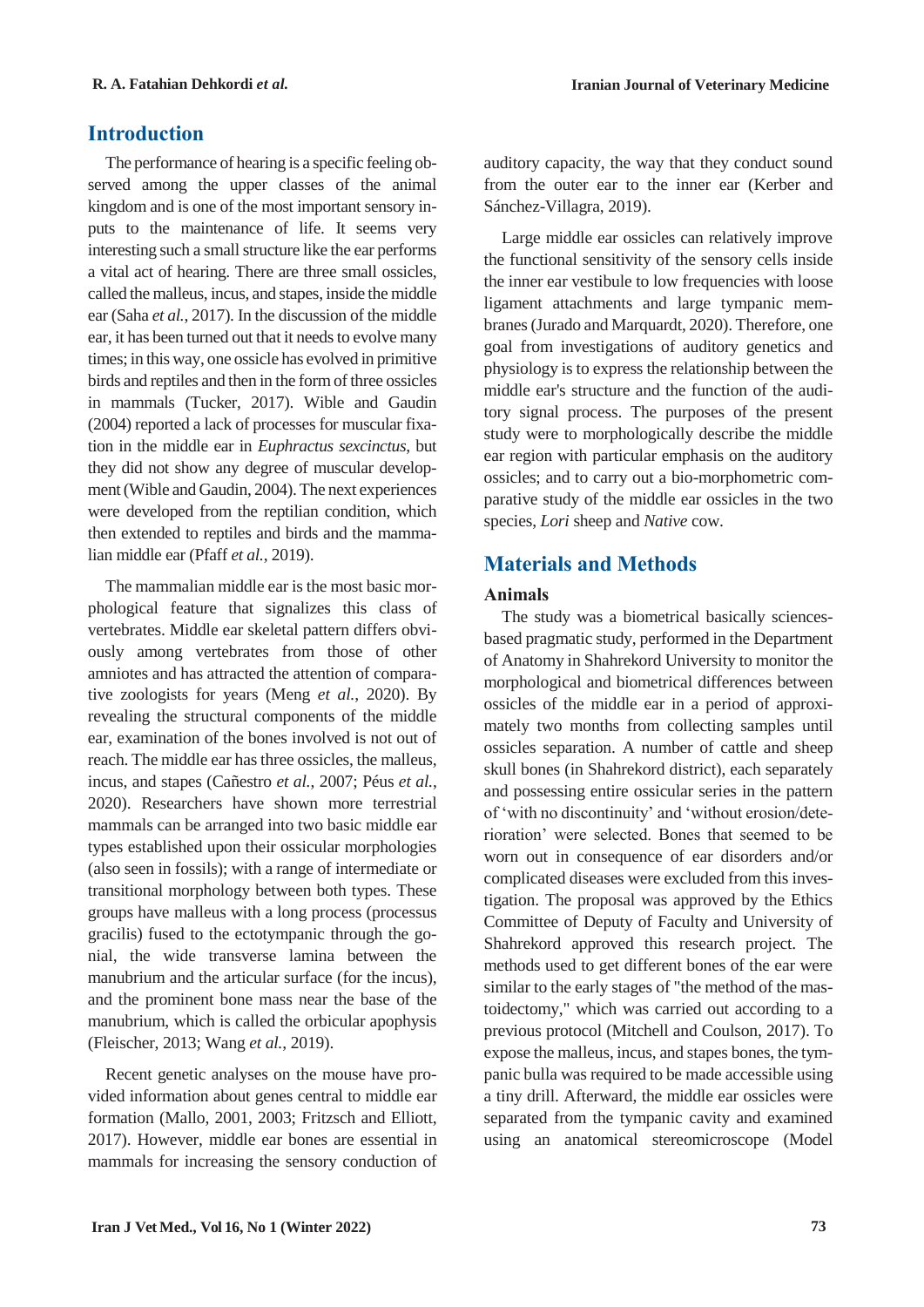## Introduction

The performance of hearing is a specific feeling observed among the upper classes of the animal kingdom and is one of the most important sensory inputs to the maintenance of life. It seems very interesting such a small structure like the ear performs a vital act of hearing. There are three small ossicles, called the malleus, incus, and stapes, inside the middle ear (Saha *et al.*, 2017). In the discussion of the middle ear, it has been turned out that it needs to evolve many times; in this way, one ossicle has evolved in primitive birds and reptiles and then in the form of three ossicles in mammals (Tucker, 2017). Wible and Gaudin (2004) reported a lack of processes for muscular fixation in the middle ear in *Euphractus sexcinctus*, but they did not show any degree of muscular development (Wible and Gaudin, 2004). The next experiences were developed from the reptilian condition, which then extended to reptiles and birds and the mammalian middle ear (Pfaff *et al.*, 2019).

The mammalian middle ear is the most basic morphological feature that signalizes this class of vertebrates. Middle ear skeletal pattern differs obviously among vertebrates from those of other amniotes and has attracted the attention of comparative zoologists for years (Meng *et al.*, 2020). By revealing the structural components of the middle ear, examination of the bones involved is not out of reach. The middle ear has three ossicles, the malleus, incus, and stapes (Cañestro *et al.*, 2007; Péus *et al.*, 2020). Researchers have shown more terrestrial mammals can be arranged into two basic middle ear types established upon their ossicular morphologies (also seen in fossils); with a range of intermediate or transitional morphology between both types. These groups have malleus with a long process (processus gracilis) fused to the ectotympanic through the gonial, the wide transverse lamina between the manubrium and the articular surface (for the incus), and the prominent bone mass near the base of the manubrium, which is called the orbicular apophysis (Fleischer, 2013; Wang *et al.*, 2019).

Recent genetic analyses on the mouse have provided information about genes central to middle ear formation (Mallo, 2001, 2003; Fritzsch and Elliott, 2017). However, middle ear bones are essential in mammals for increasing the sensory conduction of auditory capacity, the way that they conduct sound from the outer ear to the inner ear (Kerber and Sánchez-Villagra, 2019).

Large middle ear ossicles can relatively improve the functional sensitivity of the sensory cells inside the inner ear vestibule to low frequencies with loose ligament attachments and large tympanic membranes (Jurado and Marquardt, 2020). Therefore, one goal from investigations of auditory genetics and physiology is to express the relationship between the middle ear's structure and the function of the auditory signal process. The purposes of the present study were to morphologically describe the middle ear region with particular emphasis on the auditory ossicles; and to carry out a bio-morphometric comparative study of the middle ear ossicles in the two species, *Lori* sheep and *Native* cow.

## Materials and Methods

### Animals

The study was a biometrical basically sciences-based pragmatic study, performed in the Department of Anatomy in Shahrekord University to monitor the morphological and biometrical differences between ossicles of the middle ear in a period of approximately two months from collecting samples until ossicles separation. A number of cattle and sheep skull bones (in Shahrekord district), each separately and possessing entire ossicular series in the pattern of 'with no discontinuity' and 'without erosion/deterioration' were selected. Bones that seemed to be worn out in consequence of ear disorders and/or complicated diseases were excluded from this investigation. The proposal was approved by the Ethics Committee of Deputy of Faculty and University of Shahrekord approved this research project. The methods used to get different bones of the ear were similar to the early stages of "the method of the mastoidectomy," which was carried out according to a previous protocol (Mitchell and Coulson, 2017). To expose the malleus, incus, and stapes bones, the tympanic bulla was required to be made accessible using a tiny drill. Afterward, the middle ear ossicles were separated from the tympanic cavity and examined using an anatomical stereomicroscope (Model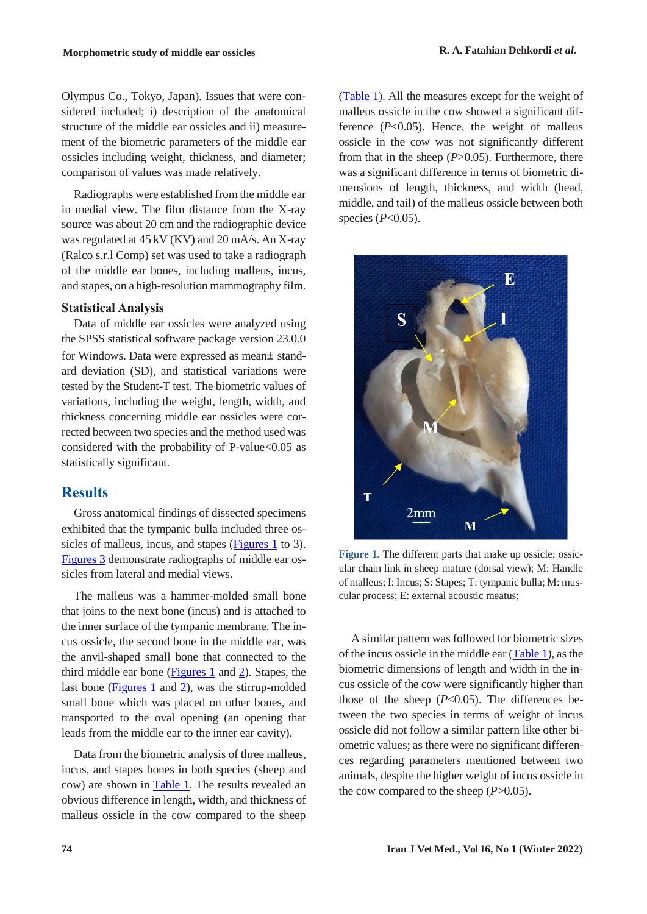Olympus Co., Tokyo, Japan). Issues that were considered included; i) description of the anatomical structure of the middle ear ossicles and ii) measurement of the biometric parameters of the middle ear ossicles including weight, thickness, and diameter; comparison of values was made relatively.

Radiographs were established from the middle ear in medial view. The film distance from the X-ray source was about 20 cm and the radiographic device was regulated at 45 kV (KV) and 20 mA/s. An X-ray (Ralco s.r.l Comp) set was used to take a radiograph of the middle ear bones, including malleus, incus, and stapes, on a high-resolution mammography film.

### Statistical Analysis

Data of middle ear ossicles were analyzed using the SPSS statistical software package version 23.0.0 for Windows. Data were expressed as mean± standard deviation (SD), and statistical variations were tested by the Student-T test. The biometric values of variations, including the weight, length, width, and thickness concerning middle ear ossicles were corrected between two species and the method used was considered with the probability of P-value<0.05 as statistically significant.

## Results

Gross anatomical findings of dissected specimens exhibited that the tympanic bulla included three ossicles of malleus, incus, and stapes (Figures 1 to 3). Figures 3 demonstrate radiographs of middle ear ossicles from lateral and medial views.

The malleus was a hammer-molded small bone that joins to the next bone (incus) and is attached to the inner surface of the tympanic membrane. The incus ossicle, the second bone in the middle ear, was the anvil-shaped small bone that connected to the third middle ear bone (Figures 1 and 2). Stapes, the last bone (Figures 1 and 2), was the stirrup-molded small bone which was placed on other bones, and transported to the oval opening (an opening that leads from the middle ear to the inner ear cavity).

Data from the biometric analysis of three malleus, incus, and stapes bones in both species (sheep and cow) are shown in Table 1. The results revealed an obvious difference in length, width, and thickness of malleus ossicle in the cow compared to the sheep (Table 1). All the measures except for the weight of malleus ossicle in the cow showed a significant difference ($P<0.05$). Hence, the weight of malleus ossicle in the cow was not significantly different from that in the sheep ($P>0.05$). Furthermore, there was a significant difference in terms of biometric dimensions of length, thickness, and width (head, middle, and tail) of the malleus ossicle between both species ($P<0.05$).

**Figure 1.** The different parts that make up ossicle; ossicular chain link in sheep mature (dorsal view); M: Handle of malleus; I: Incus; S: Stapes; T: tympanic bulla; M: muscular process; E: external acoustic meatus;

A similar pattern was followed for biometric sizes of the incus ossicle in the middle ear (Table 1), as the biometric dimensions of length and width in the incus ossicle of the cow were significantly higher than those of the sheep ($P<0.05$). The differences between the two species in terms of weight of incus ossicle did not follow a similar pattern like other biometric values; as there were no significant differences regarding parameters mentioned between two animals, despite the higher weight of incus ossicle in the cow compared to the sheep ($P>0.05$).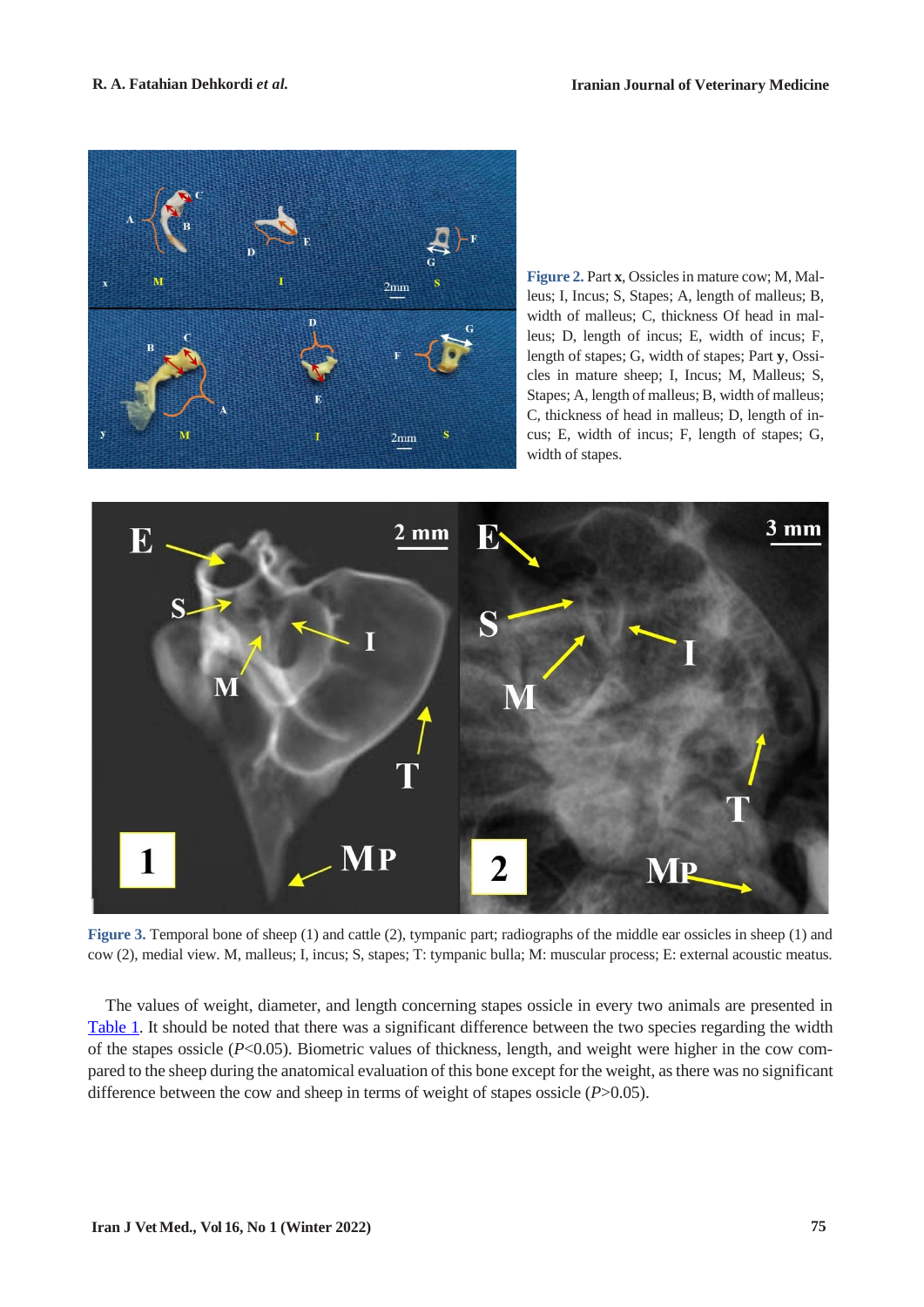**Figure 2.** Part **x**, Ossicles in mature cow; M, Malleus; I, Incus; S, Stapes; A, length of malleus; B, width of malleus; C, thickness Of head in malleus; D, length of incus; E, width of incus; F, length of stapes; G, width of stapes; Part **y**, Ossicles in mature sheep; I, Incus; M, Malleus; S, Stapes; A, length of malleus; B, width of malleus; C, thickness of head in malleus; D, length of incus; E, width of incus; F, length of stapes; G, width of stapes.

**Figure 3.** Temporal bone of sheep (1) and cattle (2), tympanic part; radiographs of the middle ear ossicles in sheep (1) and cow (2), medial view. M, malleus; I, incus; S, stapes; T: tympanic bulla; M: muscular process; E: external acoustic meatus.

The values of weight, diameter, and length concerning stapes ossicle in every two animals are presented in Table 1. It should be noted that there was a significant difference between the two species regarding the width of the stapes ossicle ($P<0.05$). Biometric values of thickness, length, and weight were higher in the cow compared to the sheep during the anatomical evaluation of this bone except for the weight, as there was no significant difference between the cow and sheep in terms of weight of stapes ossicle ($P>0.05$).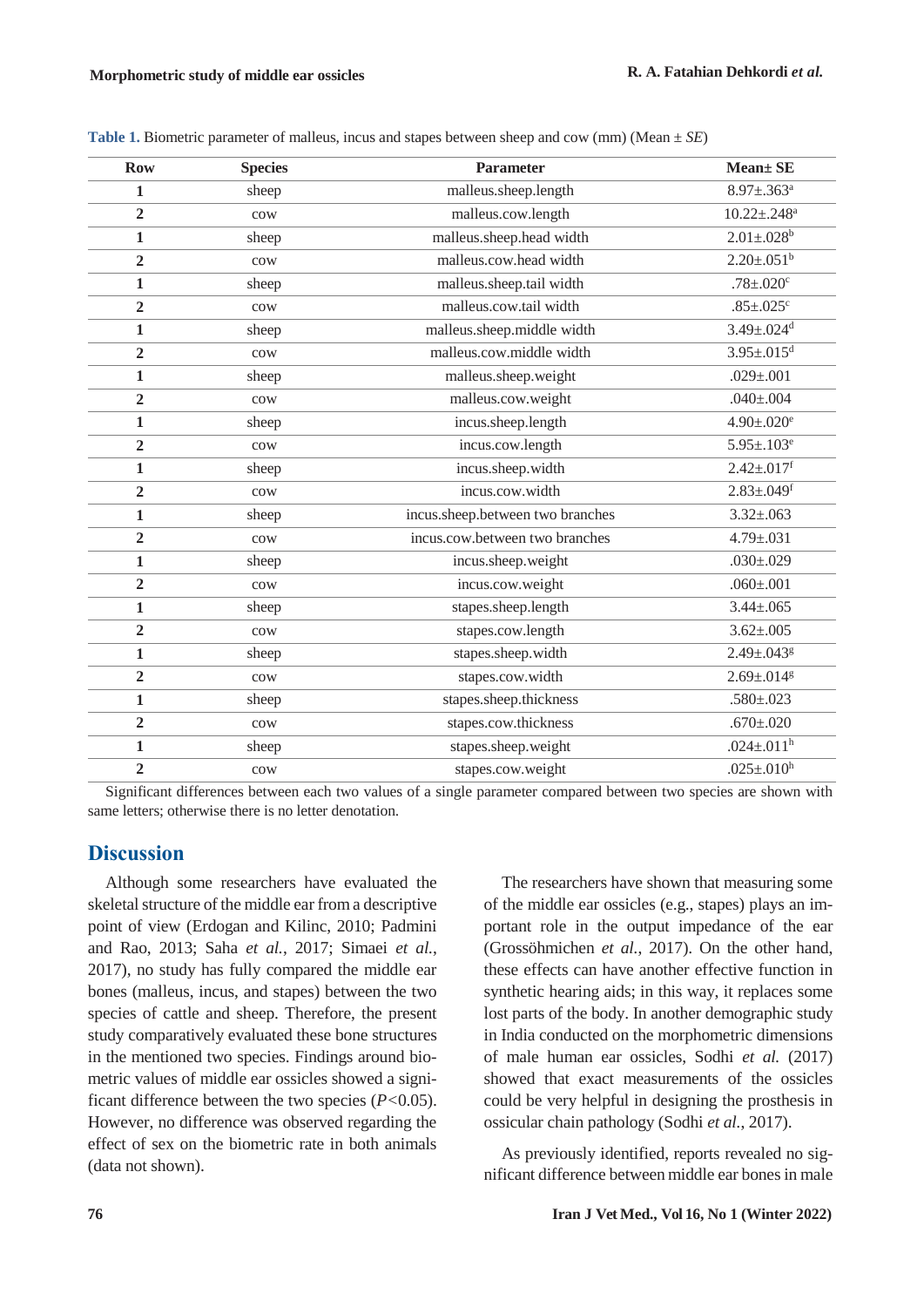**Table 1.** Biometric parameter of malleus, incus and stapes between sheep and cow (mm) (Mean ± *SE*)

| Row | Species | Parameter | Mean± SE |
|---|---|---|---|
| **1** | sheep | malleus.sheep.length | 8.97±.363[a] |
| **2** | cow | malleus.cow.length | 10.22±.248[a] |
| **1** | sheep | malleus.sheep.head width | 2.01±.028[b] |
| **2** | cow | malleus.cow.head width | 2.20±.051[b] |
| **1** | sheep | malleus.sheep.tail width | .78±.020[c] |
| **2** | cow | malleus.cow.tail width | .85±.025[c] |
| **1** | sheep | malleus.sheep.middle width | 3.49±.024[d] |
| **2** | cow | malleus.cow.middle width | 3.95±.015[d] |
| **1** | sheep | malleus.sheep.weight | .029±.001 |
| **2** | cow | malleus.cow.weight | .040±.004 |
| **1** | sheep | incus.sheep.length | 4.90±.020[e] |
| **2** | cow | incus.cow.length | 5.95±.103[e] |
| **1** | sheep | incus.sheep.width | 2.42±.017[f] |
| **2** | cow | incus.cow.width | 2.83±.049[f] |
| **1** | sheep | incus.sheep.between two branches | 3.32±.063 |
| **2** | cow | incus.cow.between two branches | 4.79±.031 |
| **1** | sheep | incus.sheep.weight | .030±.029 |
| **2** | cow | incus.cow.weight | .060±.001 |
| **1** | sheep | stapes.sheep.length | 3.44±.065 |
| **2** | cow | stapes.cow.length | 3.62±.005 |
| **1** | sheep | stapes.sheep.width | 2.49±.043[g] |
| **2** | cow | stapes.cow.width | 2.69±.014[g] |
| **1** | sheep | stapes.sheep.thickness | .580±.023 |
| **2** | cow | stapes.cow.thickness | .670±.020 |
| **1** | sheep | stapes.sheep.weight | .024±.011[h] |
| **2** | cow | stapes.cow.weight | .025±.010[h] |

Significant differences between each two values of a single parameter compared between two species are shown with same letters; otherwise there is no letter denotation.

## Discussion

Although some researchers have evaluated the skeletal structure of the middle ear from a descriptive point of view (Erdogan and Kilinc, 2010; Padmini and Rao, 2013; Saha *et al.*, 2017; Simaei *et al.*, 2017), no study has fully compared the middle ear bones (malleus, incus, and stapes) between the two species of cattle and sheep. Therefore, the present study comparatively evaluated these bone structures in the mentioned two species. Findings around biometric values of middle ear ossicles showed a significant difference between the two species ($P<0.05$). However, no difference was observed regarding the effect of sex on the biometric rate in both animals (data not shown).

The researchers have shown that measuring some of the middle ear ossicles (e.g., stapes) plays an important role in the output impedance of the ear (Grossöhmichen *et al.*, 2017). On the other hand, these effects can have another effective function in synthetic hearing aids; in this way, it replaces some lost parts of the body. In another demographic study in India conducted on the morphometric dimensions of male human ear ossicles, Sodhi *et al.* (2017) showed that exact measurements of the ossicles could be very helpful in designing the prosthesis in ossicular chain pathology (Sodhi *et al.*, 2017).

As previously identified, reports revealed no significant difference between middle ear bones in male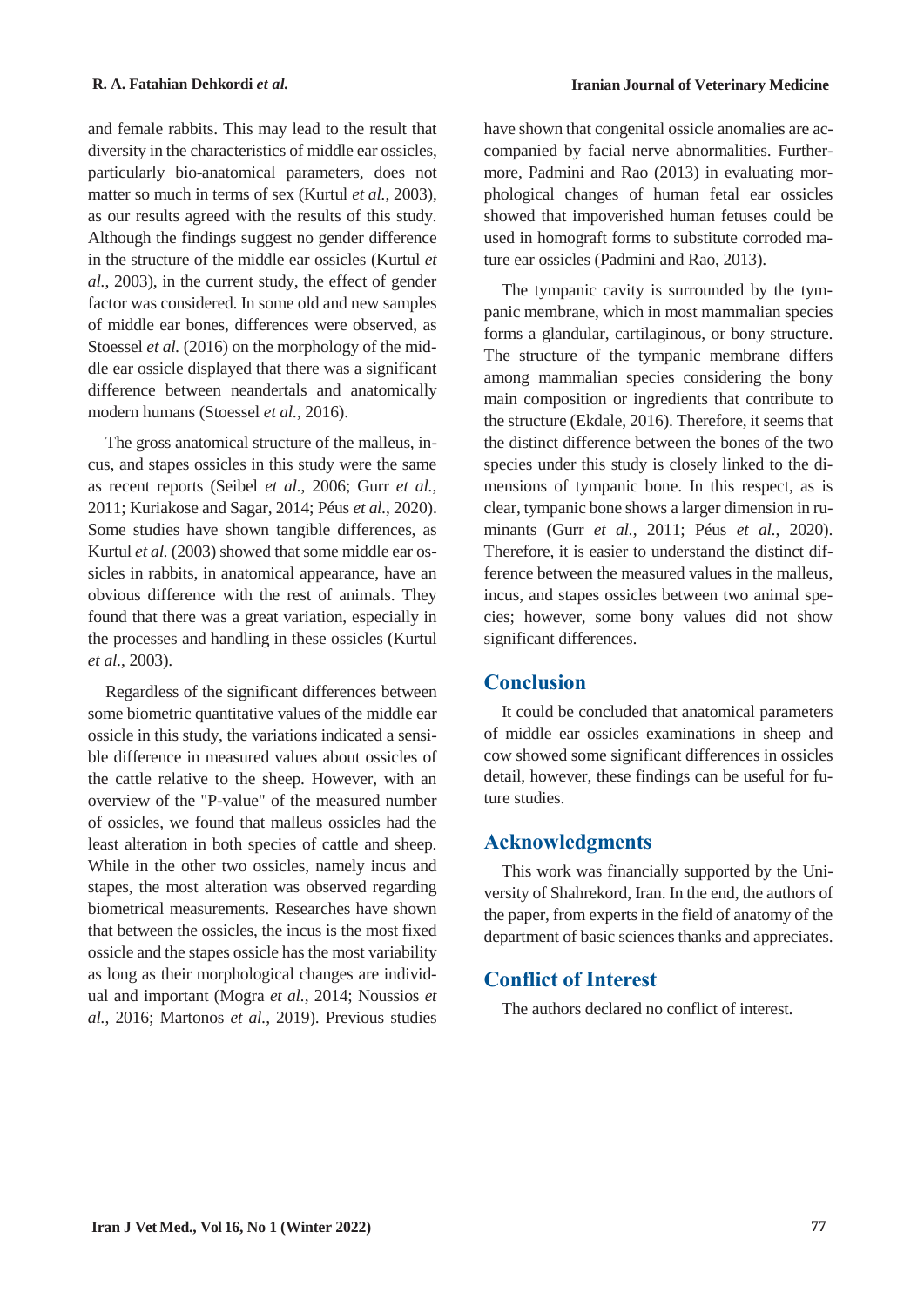and female rabbits. This may lead to the result that diversity in the characteristics of middle ear ossicles, particularly bio-anatomical parameters, does not matter so much in terms of sex (Kurtul *et al.*, 2003), as our results agreed with the results of this study. Although the findings suggest no gender difference in the structure of the middle ear ossicles (Kurtul *et al.*, 2003), in the current study, the effect of gender factor was considered. In some old and new samples of middle ear bones, differences were observed, as Stoessel *et al.* (2016) on the morphology of the middle ear ossicle displayed that there was a significant difference between neandertals and anatomically modern humans (Stoessel *et al.*, 2016).

The gross anatomical structure of the malleus, incus, and stapes ossicles in this study were the same as recent reports (Seibel *et al.*, 2006; Gurr *et al.*, 2011; Kuriakose and Sagar, 2014; Péus *et al.*, 2020). Some studies have shown tangible differences, as Kurtul *et al.* (2003) showed that some middle ear ossicles in rabbits, in anatomical appearance, have an obvious difference with the rest of animals. They found that there was a great variation, especially in the processes and handling in these ossicles (Kurtul *et al.*, 2003).

Regardless of the significant differences between some biometric quantitative values of the middle ear ossicle in this study, the variations indicated a sensible difference in measured values about ossicles of the cattle relative to the sheep. However, with an overview of the "P-value" of the measured number of ossicles, we found that malleus ossicles had the least alteration in both species of cattle and sheep. While in the other two ossicles, namely incus and stapes, the most alteration was observed regarding biometrical measurements. Researches have shown that between the ossicles, the incus is the most fixed ossicle and the stapes ossicle has the most variability as long as their morphological changes are individual and important (Mogra *et al.*, 2014; Noussios *et al.*, 2016; Martonos *et al.*, 2019). Previous studies have shown that congenital ossicle anomalies are accompanied by facial nerve abnormalities. Furthermore, Padmini and Rao (2013) in evaluating morphological changes of human fetal ear ossicles showed that impoverished human fetuses could be used in homograft forms to substitute corroded mature ear ossicles (Padmini and Rao, 2013).

The tympanic cavity is surrounded by the tympanic membrane, which in most mammalian species forms a glandular, cartilaginous, or bony structure. The structure of the tympanic membrane differs among mammalian species considering the bony main composition or ingredients that contribute to the structure (Ekdale, 2016). Therefore, it seems that the distinct difference between the bones of the two species under this study is closely linked to the dimensions of tympanic bone. In this respect, as is clear, tympanic bone shows a larger dimension in ruminants (Gurr *et al.*, 2011; Péus *et al.*, 2020). Therefore, it is easier to understand the distinct difference between the measured values in the malleus, incus, and stapes ossicles between two animal species; however, some bony values did not show significant differences.

## Conclusion

It could be concluded that anatomical parameters of middle ear ossicles examinations in sheep and cow showed some significant differences in ossicles detail, however, these findings can be useful for future studies.

## Acknowledgments

This work was financially supported by the University of Shahrekord, Iran. In the end, the authors of the paper, from experts in the field of anatomy of the department of basic sciences thanks and appreciates.

## Conflict of Interest

The authors declared no conflict of interest.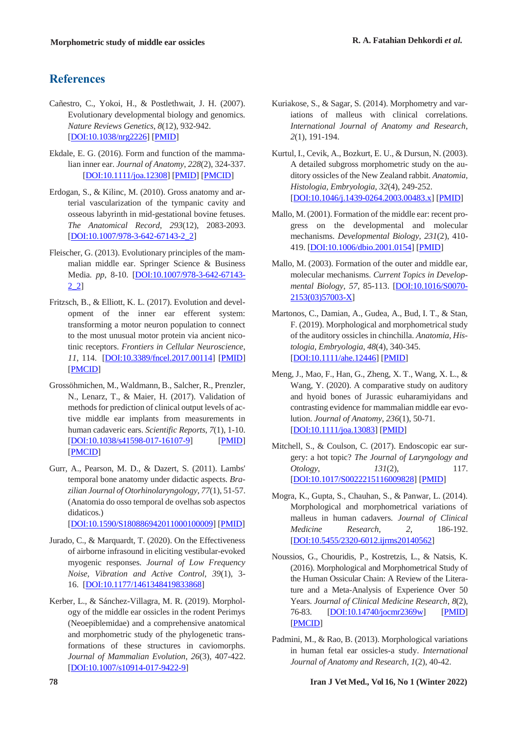## References

Cañestro, C., Yokoi, H., & Postlethwait, J. H. (2007). Evolutionary developmental biology and genomics. *Nature Reviews Genetics*, *8*(12), 932-942. [DOI:10.1038/nrg2226] [PMID]

Ekdale, E. G. (2016). Form and function of the mammalian inner ear. *Journal of Anatomy*, *228*(2), 324-337. [DOI:10.1111/joa.12308] [PMID] [PMCID]

Erdogan, S., & Kilinc, M. (2010). Gross anatomy and arterial vascularization of the tympanic cavity and osseous labyrinth in mid-gestational bovine fetuses. *The Anatomical Record*, *293*(12), 2083-2093. [DOI:10.1007/978-3-642-67143-2_2]

Fleischer, G. (2013). Evolutionary principles of the mammalian middle ear. Springer Science & Business Media. *pp*, 8-10. [DOI:10.1007/978-3-642-67143-2_2]

Fritzsch, B., & Elliott, K. L. (2017). Evolution and development of the inner ear efferent system: transforming a motor neuron population to connect to the most unusual motor protein via ancient nicotinic receptors. *Frontiers in Cellular Neuroscience*, *11*, 114. [DOI:10.3389/fncel.2017.00114] [PMID] [PMCID]

Grossöhmichen, M., Waldmann, B., Salcher, R., Prenzler, N., Lenarz, T., & Maier, H. (2017). Validation of methods for prediction of clinical output levels of active middle ear implants from measurements in human cadaveric ears. *Scientific Reports*, *7*(1), 1-10. [DOI:10.1038/s41598-017-16107-9] [PMID] [PMCID]

Gurr, A., Pearson, M. D., & Dazert, S. (2011). Lambs' temporal bone anatomy under didactic aspects. *Brazilian Journal of Otorhinolaryngology*, *77*(1), 51-57. (Anatomia do osso temporal de ovelhas sob aspectos didaticos.) [DOI:10.1590/S1808869420110001000009] [PMID]

Jurado, C., & Marquardt, T. (2020). On the Effectiveness of airborne infrasound in eliciting vestibular-evoked myogenic responses. *Journal of Low Frequency Noise, Vibration and Active Control*, *39*(1), 3-16. [DOI:10.1177/1461348419833868]

Kerber, L., & Sánchez-Villagra, M. R. (2019). Morphology of the middle ear ossicles in the rodent Perimys (Neoepiblemidae) and a comprehensive anatomical and morphometric study of the phylogenetic transformations of these structures in caviomorphs. *Journal of Mammalian Evolution*, *26*(3), 407-422. [DOI:10.1007/s10914-017-9422-9]

Kuriakose, S., & Sagar, S. (2014). Morphometry and variations of malleus with clinical correlations. *International Journal of Anatomy and Research*, *2*(1), 191-194.

Kurtul, I., Cevik, A., Bozkurt, E. U., & Dursun, N. (2003). A detailed subgross morphometric study on the auditory ossicles of the New Zealand rabbit. *Anatomia, Histologia, Embryologia*, *32*(4), 249-252. [DOI:10.1046/j.1439-0264.2003.00483.x] [PMID]

Mallo, M. (2001). Formation of the middle ear: recent progress on the developmental and molecular mechanisms. *Developmental Biology*, *231*(2), 410-419. [DOI:10.1006/dbio.2001.0154] [PMID]

Mallo, M. (2003). Formation of the outer and middle ear, molecular mechanisms. *Current Topics in Developmental Biology*, *57*, 85-113. [DOI:10.1016/S0070-2153(03)57003-X]

Martonos, C., Damian, A., Gudea, A., Bud, I. T., & Stan, F. (2019). Morphological and morphometrical study of the auditory ossicles in chinchilla. *Anatomia, Histologia, Embryologia*, *48*(4), 340-345. [DOI:10.1111/ahe.12446] [PMID]

Meng, J., Mao, F., Han, G., Zheng, X. T., Wang, X. L., & Wang, Y. (2020). A comparative study on auditory and hyoid bones of Jurassic euharamiyidans and contrasting evidence for mammalian middle ear evolution. *Journal of Anatomy*, *236*(1), 50-71. [DOI:10.1111/joa.13083] [PMID]

Mitchell, S., & Coulson, C. (2017). Endoscopic ear surgery: a hot topic? *The Journal of Laryngology and Otology*, *131*(2), 117. [DOI:10.1017/S0022215116009828] [PMID]

Mogra, K., Gupta, S., Chauhan, S., & Panwar, L. (2014). Morphological and morphometrical variations of malleus in human cadavers. *Journal of Clinical Medicine Research*, *2*, 186-192. [DOI:10.5455/2320-6012.ijrms20140562]

Noussios, G., Chouridis, P., Kostretzis, L., & Natsis, K. (2016). Morphological and Morphometrical Study of the Human Ossicular Chain: A Review of the Literature and a Meta-Analysis of Experience Over 50 Years. *Journal of Clinical Medicine Research*, *8*(2), 76-83. [DOI:10.14740/jocmr2369w] [PMID] [PMCID]

Padmini, M., & Rao, B. (2013). Morphological variations in human fetal ear ossicles-a study. *International Journal of Anatomy and Research*, *1*(2), 40-42.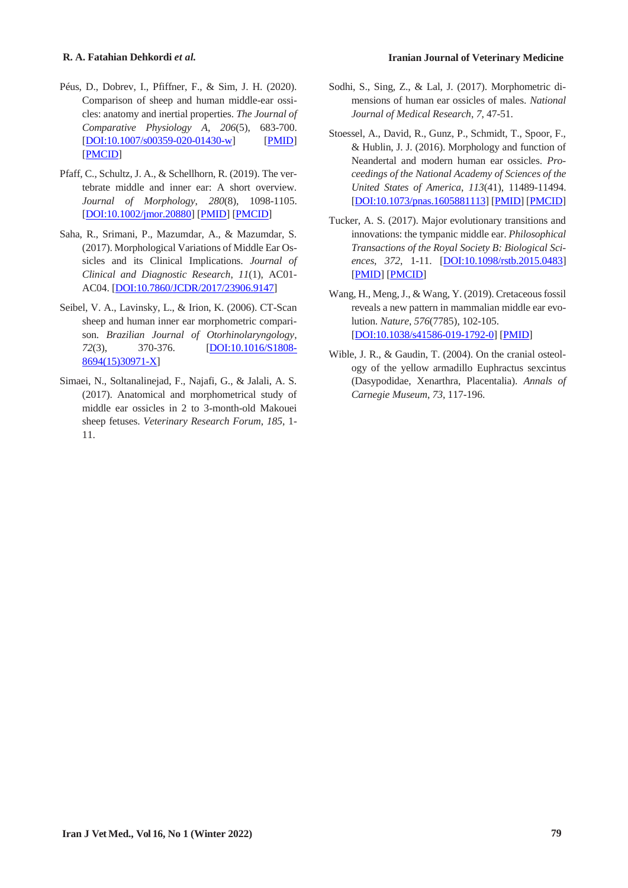Péus, D., Dobrev, I., Pfiffner, F., & Sim, J. H. (2020). Comparison of sheep and human middle-ear ossicles: anatomy and inertial properties. *The Journal of Comparative Physiology A*, *206*(5), 683-700. [DOI:10.1007/s00359-020-01430-w] [PMID] [PMCID]

Pfaff, C., Schultz, J. A., & Schellhorn, R. (2019). The vertebrate middle and inner ear: A short overview. *Journal of Morphology*, *280*(8), 1098-1105. [DOI:10.1002/jmor.20880] [PMID] [PMCID]

Saha, R., Srimani, P., Mazumdar, A., & Mazumdar, S. (2017). Morphological Variations of Middle Ear Ossicles and its Clinical Implications. *Journal of Clinical and Diagnostic Research*, *11*(1), AC01-AC04. [DOI:10.7860/JCDR/2017/23906.9147]

Seibel, V. A., Lavinsky, L., & Irion, K. (2006). CT-Scan sheep and human inner ear morphometric comparison. *Brazilian Journal of Otorhinolaryngology*, *72*(3), 370-376. [DOI:10.1016/S1808-8694(15)30971-X]

Simaei, N., Soltanalinejad, F., Najafi, G., & Jalali, A. S. (2017). Anatomical and morphometrical study of middle ear ossicles in 2 to 3-month-old Makouei sheep fetuses. *Veterinary Research Forum*, *185*, 1-11.

Sodhi, S., Sing, Z., & Lal, J. (2017). Morphometric dimensions of human ear ossicles of males. *National Journal of Medical Research*, *7*, 47-51.

Stoessel, A., David, R., Gunz, P., Schmidt, T., Spoor, F., & Hublin, J. J. (2016). Morphology and function of Neandertal and modern human ear ossicles. *Proceedings of the National Academy of Sciences of the United States of America*, *113*(41), 11489-11494. [DOI:10.1073/pnas.1605881113] [PMID] [PMCID]

Tucker, A. S. (2017). Major evolutionary transitions and innovations: the tympanic middle ear. *Philosophical Transactions of the Royal Society B: Biological Sciences*, *372*, 1-11. [DOI:10.1098/rstb.2015.0483] [PMID] [PMCID]

Wang, H., Meng, J., & Wang, Y. (2019). Cretaceous fossil reveals a new pattern in mammalian middle ear evolution. *Nature*, *576*(7785), 102-105. [DOI:10.1038/s41586-019-1792-0] [PMID]

Wible, J. R., & Gaudin, T. (2004). On the cranial osteology of the yellow armadillo Euphractus sexcintus (Dasypodidae, Xenarthra, Placentalia). *Annals of Carnegie Museum*, *73*, 117-196.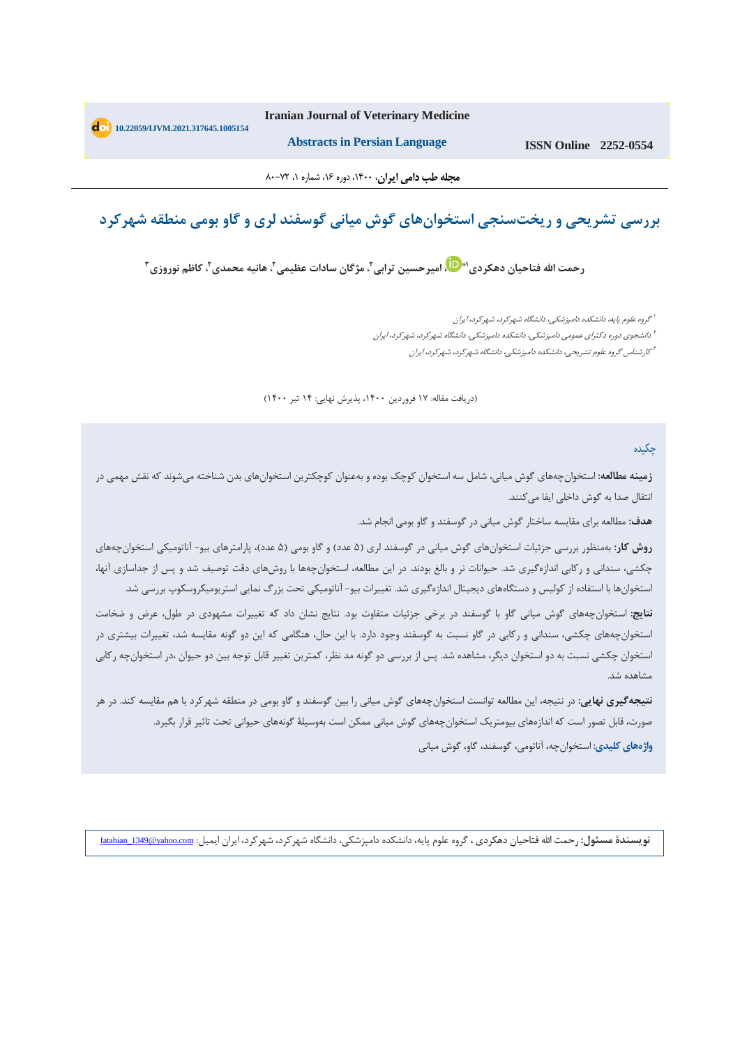Iranian Journal of Veterinary Medicine

Abstracts in Persian Language

10.22059/IJVM.2021.317645.1005154

ISSN Online 2252-0554

**مجله طب دامی ایران**، ۱۴۰۰، دوره ۱۶، شماره ۱، ۷۲–۸۰

# بررسی تشریحی و ریخت‌سنجی استخوان‌های گوش میانی گوسفند لری و گاو بومی منطقه شهرکرد

**رحمت الله فتاحیان دهکردی[1*]، امیرحسین ترابی[2]، مژگان سادات عظیمی[2]، هانیه محمدی[2]، کاظم نوروزی[3]**

[1] *گروه علوم پایه، دانشکده دامپزشکی، دانشگاه شهرکرد، شهرکرد، ایران*

[2] *دانشجوی دوره دکترای عمومی دامپزشکی، دانشکده دامپزشکی، دانشگاه شهرکرد، شهرکرد، ایران*

[3] *کارشناس گروه علوم تشریحی، دانشکده دامپزشکی، دانشگاه شهرکرد، شهرکرد، ایران*

(دریافت مقاله: ۱۷ فروردین ۱۴۰۰، پذیرش نهایی: ۱۴ تیر ۱۴۰۰)

## چکیده

**زمینه مطالعه:** استخوان‌چه‌های گوش میانی، شامل سه استخوان کوچک بوده و به‌عنوان کوچکترین استخوان‌های بدن شناخته می‌شوند که نقش مهمی در انتقال صدا به گوش داخلی ایفا می‌کنند.

**هدف:** مطالعه برای مقایسه ساختار گوش میانی در گوسفند و گاو بومی انجام شد.

**روش کار:** به‌منظور بررسی جزئیات استخوان‌های گوش میانی در گوسفند لری (۵ عدد) و گاو بومی (۵ عدد)، پارامترهای بیو- آناتومیکی استخوان‌چه‌های چکشی، سندانی و رکابی اندازه‌گیری شد. حیوانات نر و بالغ بودند. در این مطالعه، استخوان‌چه‌ها با روش‌های دقت توصیف شد و پس از جداسازی آنها، استخوان‌ها با استفاده از کولیس و دستگاه‌های دیجیتال اندازه‌گیری شد. تغییرات بیو- آناتومیکی تحت بزرگ نمایی استریومیکروسکوپ بررسی شد.

**نتایج:** استخوان‌چه‌های گوش میانی گاو با گوسفند در برخی جزئیات متفاوت بود. نتایج نشان داد که تغییرات مشهودی در طول، عرض و ضخامت استخوان‌چه‌های چکشی، سندانی و رکابی در گاو نسبت به گوسفند وجود دارد. با این حال، هنگامی که این دو گونه مقایسه شد، تغییرات بیشتری در استخوان چکشی نسبت به دو استخوان دیگر، مشاهده شد. پس از بررسی دو گونه مد نظر، کمترین تغییر قابل توجه بین دو حیوان ،در استخوان‌چه رکابی مشاهده شد.

**نتیجه‌گیری نهایی:** در نتیجه، این مطالعه توانست استخوان‌چه‌های گوش میانی را بین گوسفند و گاو بومی در منطقه شهرکرد با هم مقایسه کند. در هر صورت، قابل تصور است که اندازه‌های بیومتریک استخوان‌چه‌های گوش میانی ممکن است به‌وسیلهٔ گونه‌های حیوانی تحت تاثیر قرار بگیرد.

**واژه‌های کلیدی:** استخوان‌چه، آناتومی، گوسفند، گاو، گوش میانی

**نویسندهٔ مسئول:** رحمت الله فتاحیان دهکردی ، گروه علوم پایه، دانشکده دامپزشکی، دانشگاه شهرکرد، شهرکرد، ایران ایمیل: fatahian_1349@yahoo.com